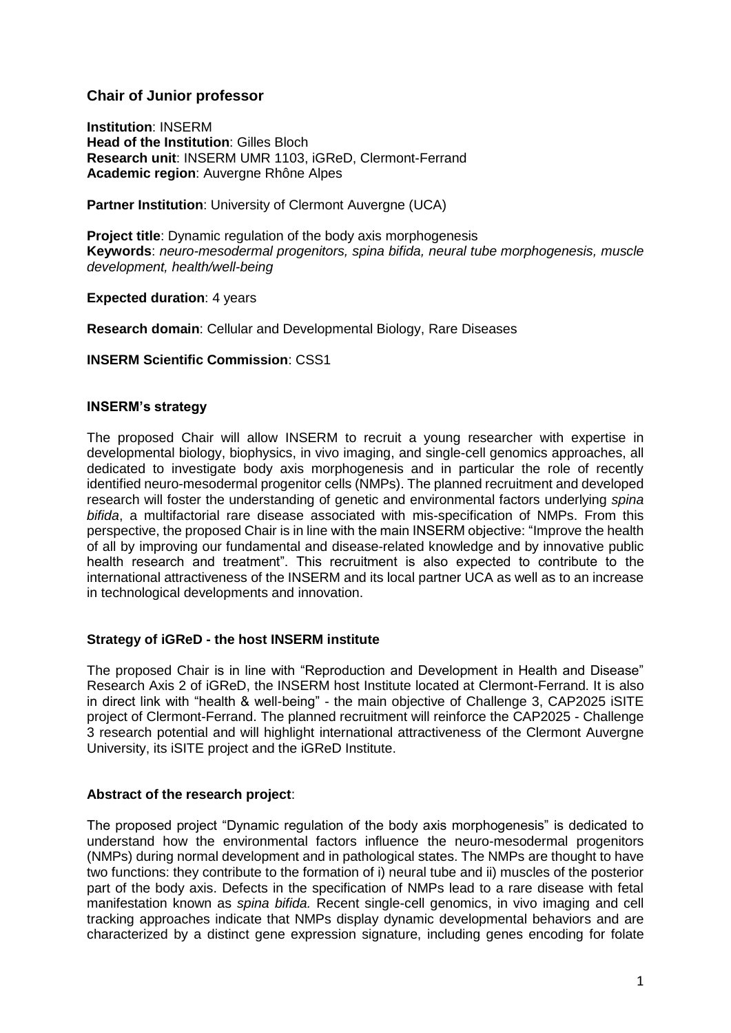## Chair of Junior professor

**Institution**: INSERM
**Head of the Institution**: Gilles Bloch
**Research unit**: INSERM UMR 1103, iGReD, Clermont-Ferrand
**Academic region**: Auvergne Rhône Alpes

**Partner Institution**: University of Clermont Auvergne (UCA)

**Project title**: Dynamic regulation of the body axis morphogenesis
**Keywords**: *neuro-mesodermal progenitors, spina bifida, neural tube morphogenesis, muscle development, health/well-being*

**Expected duration**: 4 years

**Research domain**: Cellular and Developmental Biology, Rare Diseases

**INSERM Scientific Commission**: CSS1

### INSERM's strategy

The proposed Chair will allow INSERM to recruit a young researcher with expertise in developmental biology, biophysics, in vivo imaging, and single-cell genomics approaches, all dedicated to investigate body axis morphogenesis and in particular the role of recently identified neuro-mesodermal progenitor cells (NMPs). The planned recruitment and developed research will foster the understanding of genetic and environmental factors underlying *spina bifida*, a multifactorial rare disease associated with mis-specification of NMPs. From this perspective, the proposed Chair is in line with the main INSERM objective: "Improve the health of all by improving our fundamental and disease-related knowledge and by innovative public health research and treatment". This recruitment is also expected to contribute to the international attractiveness of the INSERM and its local partner UCA as well as to an increase in technological developments and innovation.

### Strategy of iGReD - the host INSERM institute

The proposed Chair is in line with "Reproduction and Development in Health and Disease" Research Axis 2 of iGReD, the INSERM host Institute located at Clermont-Ferrand. It is also in direct link with "health & well-being" - the main objective of Challenge 3, CAP2025 iSITE project of Clermont-Ferrand. The planned recruitment will reinforce the CAP2025 - Challenge 3 research potential and will highlight international attractiveness of the Clermont Auvergne University, its iSITE project and the iGReD Institute.

### Abstract of the research project:

The proposed project "Dynamic regulation of the body axis morphogenesis" is dedicated to understand how the environmental factors influence the neuro-mesodermal progenitors (NMPs) during normal development and in pathological states. The NMPs are thought to have two functions: they contribute to the formation of i) neural tube and ii) muscles of the posterior part of the body axis. Defects in the specification of NMPs lead to a rare disease with fetal manifestation known as *spina bifida.* Recent single-cell genomics, in vivo imaging and cell tracking approaches indicate that NMPs display dynamic developmental behaviors and are characterized by a distinct gene expression signature, including genes encoding for folate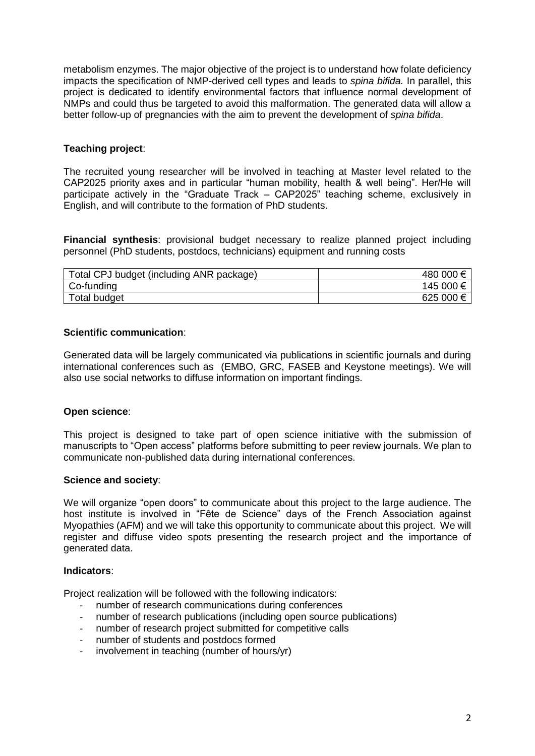metabolism enzymes. The major objective of the project is to understand how folate deficiency impacts the specification of NMP-derived cell types and leads to *spina bifida.* In parallel, this project is dedicated to identify environmental factors that influence normal development of NMPs and could thus be targeted to avoid this malformation. The generated data will allow a better follow-up of pregnancies with the aim to prevent the development of *spina bifida*.

**Teaching project**:

The recruited young researcher will be involved in teaching at Master level related to the CAP2025 priority axes and in particular "human mobility, health & well being". Her/He will participate actively in the "Graduate Track – CAP2025" teaching scheme, exclusively in English, and will contribute to the formation of PhD students.

**Financial synthesis**: provisional budget necessary to realize planned project including personnel (PhD students, postdocs, technicians) equipment and running costs

| | |
|---|---|
| Total CPJ budget (including ANR package) | 480 000 € |
| Co-funding | 145 000 € |
| Total budget | 625 000 € |

**Scientific communication**:

Generated data will be largely communicated via publications in scientific journals and during international conferences such as (EMBO, GRC, FASEB and Keystone meetings). We will also use social networks to diffuse information on important findings.

**Open science**:

This project is designed to take part of open science initiative with the submission of manuscripts to "Open access" platforms before submitting to peer review journals. We plan to communicate non-published data during international conferences.

**Science and society**:

We will organize "open doors" to communicate about this project to the large audience. The host institute is involved in "Fête de Science" days of the French Association against Myopathies (AFM) and we will take this opportunity to communicate about this project. We will register and diffuse video spots presenting the research project and the importance of generated data.

**Indicators**:

Project realization will be followed with the following indicators:

- number of research communications during conferences
- number of research publications (including open source publications)
- number of research project submitted for competitive calls
- number of students and postdocs formed
- involvement in teaching (number of hours/yr)